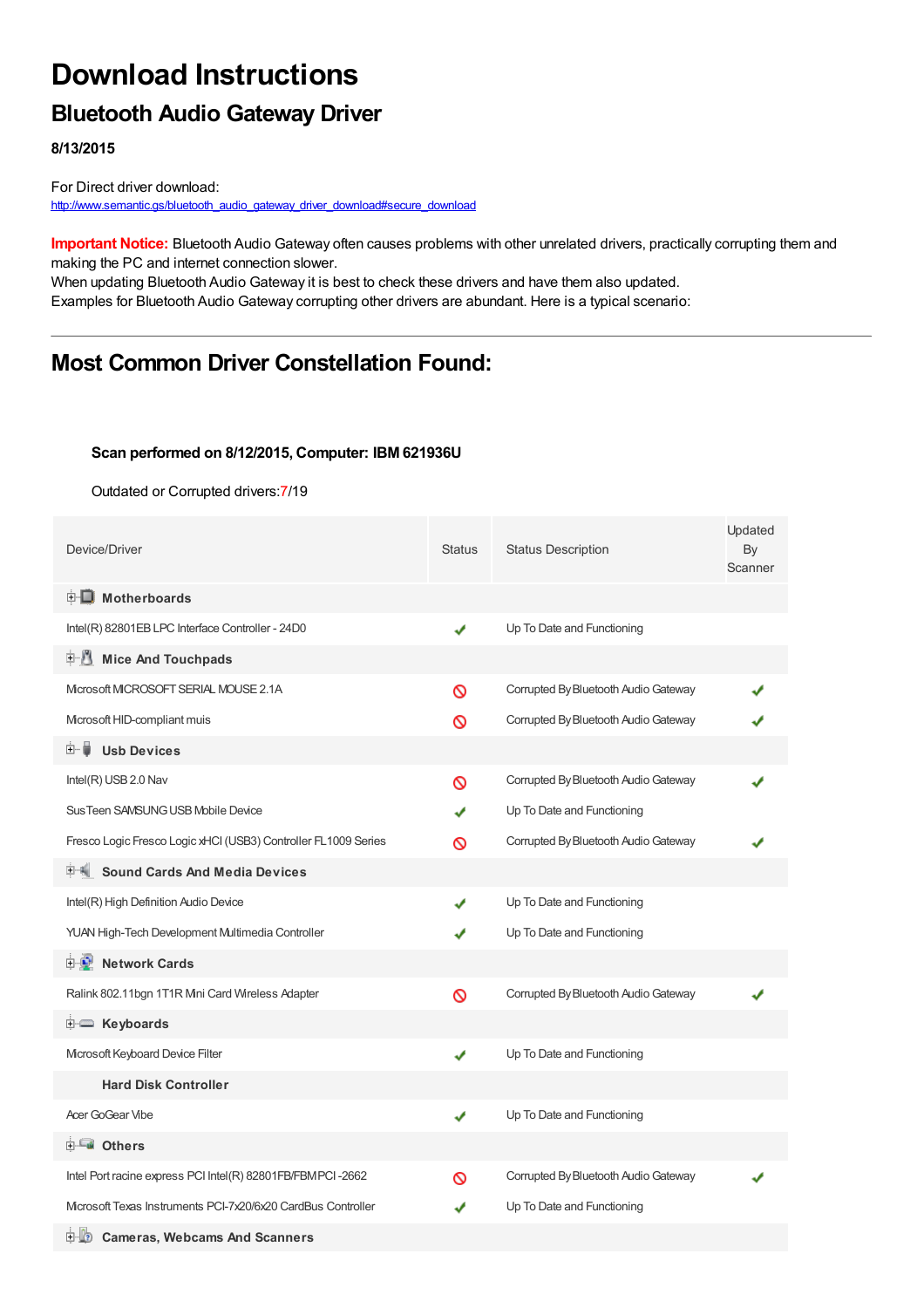# Download Instructions

## Bluetooth Audio Gateway Driver

**8/13/2015**

For Direct driver download:
http://www.semantic.gs/bluetooth_audio_gateway_driver_download#secure_download

**Important Notice:** Bluetooth Audio Gateway often causes problems with other unrelated drivers, practically corrupting them and making the PC and internet connection slower.
When updating Bluetooth Audio Gateway it is best to check these drivers and have them also updated.
Examples for Bluetooth Audio Gateway corrupting other drivers are abundant. Here is a typical scenario:

---

## Most Common Driver Constellation Found:

**Scan performed on 8/12/2015, Computer: IBM 621936U**

Outdated or Corrupted drivers:7/19

| Device/Driver | Status | Status Description | Updated By Scanner |
|---|---|---|---|
| **Motherboards** | | | |
| Intel(R) 82801EB LPC Interface Controller - 24D0 | ✔ | Up To Date and Functioning | |
| **Mice And Touchpads** | | | |
| Microsoft MICROSOFT SERIAL MOUSE 2.1A | 🚫 | Corrupted By Bluetooth Audio Gateway | ✔ |
| Microsoft HID-compliant muis | 🚫 | Corrupted By Bluetooth Audio Gateway | ✔ |
| **Usb Devices** | | | |
| Intel(R) USB 2.0 Nav | 🚫 | Corrupted By Bluetooth Audio Gateway | ✔ |
| SusTeen SAMSUNG USB Mobile Device | ✔ | Up To Date and Functioning | |
| Fresco Logic Fresco Logic xHCI (USB3) Controller FL1009 Series | 🚫 | Corrupted By Bluetooth Audio Gateway | ✔ |
| **Sound Cards And Media Devices** | | | |
| Intel(R) High Definition Audio Device | ✔ | Up To Date and Functioning | |
| YUAN High-Tech Development Multimedia Controller | ✔ | Up To Date and Functioning | |
| **Network Cards** | | | |
| Ralink 802.11bgn 1T1R Mini Card Wireless Adapter | 🚫 | Corrupted By Bluetooth Audio Gateway | ✔ |
| **Keyboards** | | | |
| Microsoft Keyboard Device Filter | ✔ | Up To Date and Functioning | |
| **Hard Disk Controller** | | | |
| Acer GoGear Vibe | ✔ | Up To Date and Functioning | |
| **Others** | | | |
| Intel Port racine express PCI Intel(R) 82801FB/FBM PCI -2662 | 🚫 | Corrupted By Bluetooth Audio Gateway | ✔ |
| Microsoft Texas Instruments PCI-7x20/6x20 CardBus Controller | ✔ | Up To Date and Functioning | |
| **Cameras, Webcams And Scanners** | | | |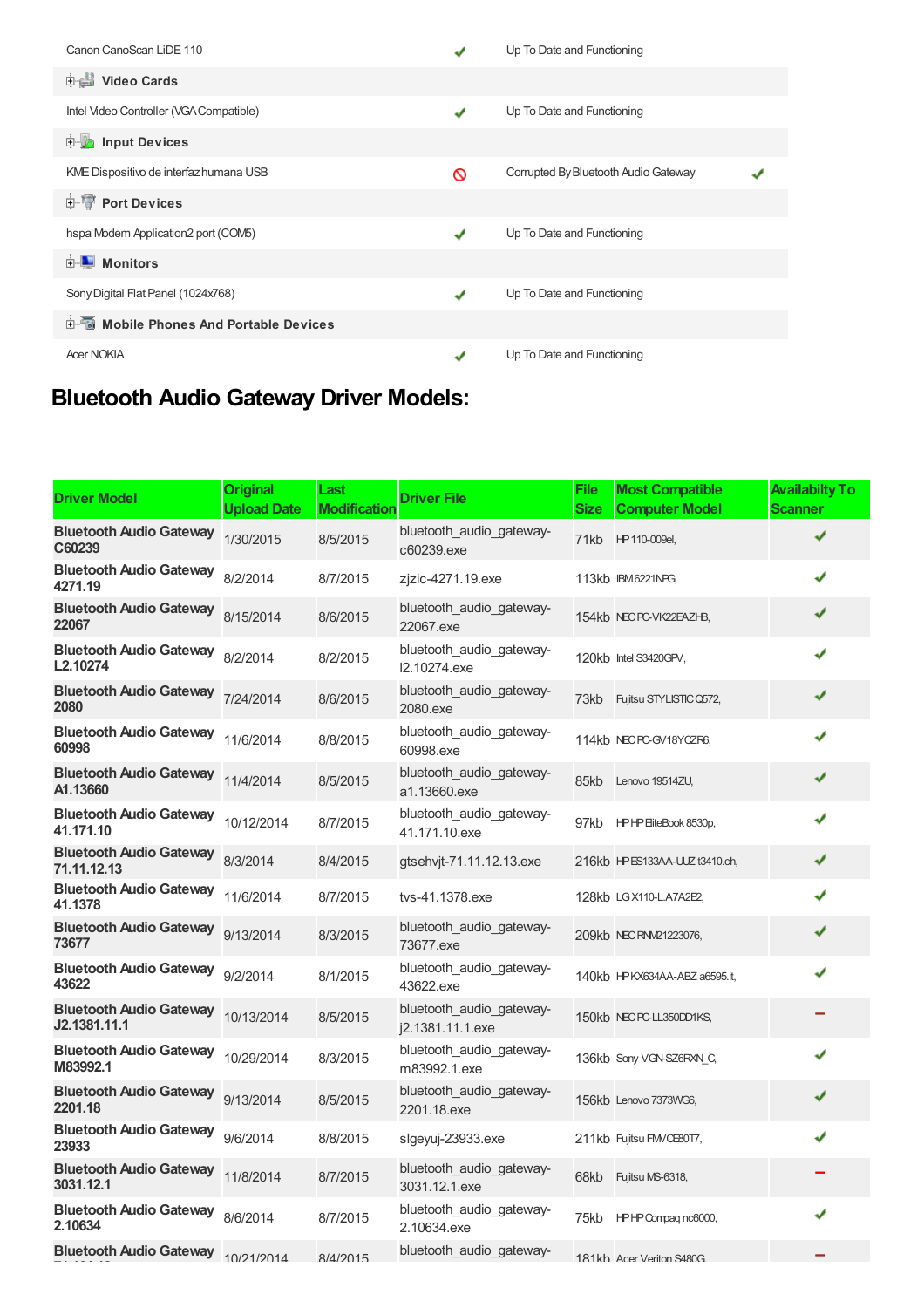| | | | |
|---|---|---|---|
| Canon CanoScan LiDE 110 | ✔ | Up To Date and Functioning | |
| **Video Cards** | | | |
| Intel Video Controller (VGA Compatible) | ✔ | Up To Date and Functioning | |
| **Input Devices** | | | |
| KME Dispositivo de interfaz humana USB | 🚫 | Corrupted By Bluetooth Audio Gateway | ✔ |
| **Port Devices** | | | |
| hspa Modem Application2 port (COM5) | ✔ | Up To Date and Functioning | |
| **Monitors** | | | |
| Sony Digital Flat Panel (1024x768) | ✔ | Up To Date and Functioning | |
| **Mobile Phones And Portable Devices** | | | |
| Acer NOKIA | ✔ | Up To Date and Functioning | |

## Bluetooth Audio Gateway Driver Models:

| Driver Model | Original Upload Date | Last Modification | Driver File | File Size | Most Compatible Computer Model | Availabilty To Scanner |
|---|---|---|---|---|---|---|
| **Bluetooth Audio Gateway C60239** | 1/30/2015 | 8/5/2015 | bluetooth_audio_gateway-c60239.exe | 71kb | HP 110-009el, | ✔ |
| **Bluetooth Audio Gateway 4271.19** | 8/2/2014 | 8/7/2015 | zjzic-4271.19.exe | 113kb | IBM 6221NPG, | ✔ |
| **Bluetooth Audio Gateway 22067** | 8/15/2014 | 8/6/2015 | bluetooth_audio_gateway-22067.exe | 154kb | NEC PC-VK22EAZHB, | ✔ |
| **Bluetooth Audio Gateway L2.10274** | 8/2/2014 | 8/2/2015 | bluetooth_audio_gateway-l2.10274.exe | 120kb | Intel S3420GPV, | ✔ |
| **Bluetooth Audio Gateway 2080** | 7/24/2014 | 8/6/2015 | bluetooth_audio_gateway-2080.exe | 73kb | Fujitsu STYLISTIC Q572, | ✔ |
| **Bluetooth Audio Gateway 60998** | 11/6/2014 | 8/8/2015 | bluetooth_audio_gateway-60998.exe | 114kb | NEC PC-GV18YCZR6, | ✔ |
| **Bluetooth Audio Gateway A1.13660** | 11/4/2014 | 8/5/2015 | bluetooth_audio_gateway-a1.13660.exe | 85kb | Lenovo 19514ZU, | ✔ |
| **Bluetooth Audio Gateway 41.171.10** | 10/12/2014 | 8/7/2015 | bluetooth_audio_gateway-41.171.10.exe | 97kb | HP HP EliteBook 8530p, | ✔ |
| **Bluetooth Audio Gateway 71.11.12.13** | 8/3/2014 | 8/4/2015 | gtsehvjt-71.11.12.13.exe | 216kb | HP ES133AA-UUZ t3410.ch, | ✔ |
| **Bluetooth Audio Gateway 41.1378** | 11/6/2014 | 8/7/2015 | tvs-41.1378.exe | 128kb | LG X110-L.A7A2E2, | ✔ |
| **Bluetooth Audio Gateway 73677** | 9/13/2014 | 8/3/2015 | bluetooth_audio_gateway-73677.exe | 209kb | NEC RNM21223076, | ✔ |
| **Bluetooth Audio Gateway 43622** | 9/2/2014 | 8/1/2015 | bluetooth_audio_gateway-43622.exe | 140kb | HP KX634AA-ABZ a6595.it, | ✔ |
| **Bluetooth Audio Gateway J2.1381.11.1** | 10/13/2014 | 8/5/2015 | bluetooth_audio_gateway-j2.1381.11.1.exe | 150kb | NEC PC-LL350DD1KS, | − |
| **Bluetooth Audio Gateway M83992.1** | 10/29/2014 | 8/3/2015 | bluetooth_audio_gateway-m83992.1.exe | 136kb | Sony VGN-SZ6RXN_C, | ✔ |
| **Bluetooth Audio Gateway 2201.18** | 9/13/2014 | 8/5/2015 | bluetooth_audio_gateway-2201.18.exe | 156kb | Lenovo 7373WG6, | ✔ |
| **Bluetooth Audio Gateway 23933** | 9/6/2014 | 8/8/2015 | slgeyuj-23933.exe | 211kb | Fujitsu FMVCE80T7, | ✔ |
| **Bluetooth Audio Gateway 3031.12.1** | 11/8/2014 | 8/7/2015 | bluetooth_audio_gateway-3031.12.1.exe | 68kb | Fujitsu MS-6318, | − |
| **Bluetooth Audio Gateway 2.10634** | 8/6/2014 | 8/7/2015 | bluetooth_audio_gateway-2.10634.exe | 75kb | HP HP Compaq nc6000, | ✔ |
| **Bluetooth Audio Gateway** | 10/21/2014 | 8/4/2015 | bluetooth_audio_gateway- | 181kb | Acer Veriton S480G, | − |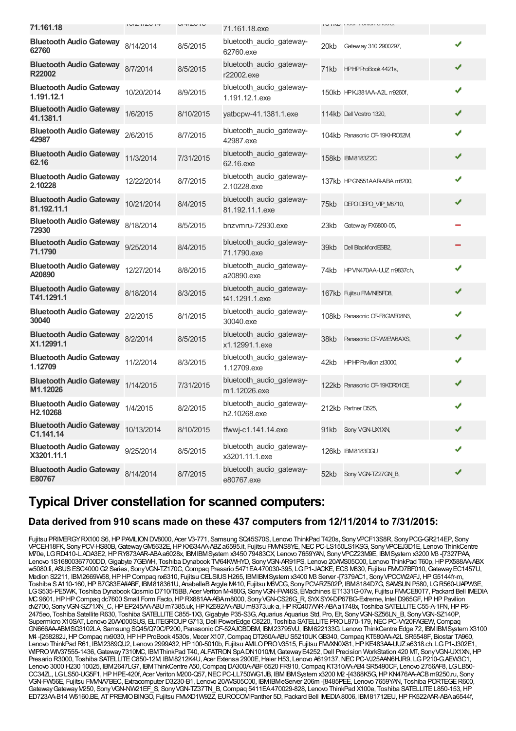| | | | | | | |
|---|---|---|---|---|---|---|
| **71.161.18** | | | 71.161.18.exe | | | |
| **Bluetooth Audio Gateway 62760** | 8/14/2014 | 8/5/2015 | bluetooth_audio_gateway-62760.exe | 20kb | Gateway 310 2900297, | ✔ |
| **Bluetooth Audio Gateway R22002** | 8/7/2014 | 8/5/2015 | bluetooth_audio_gateway-r22002.exe | 71kb | HP HP ProBook 4421s, | ✔ |
| **Bluetooth Audio Gateway 1.191.12.1** | 10/20/2014 | 8/9/2015 | bluetooth_audio_gateway-1.191.12.1.exe | 150kb | HP KJ381AA-A2L m9260f, | ✔ |
| **Bluetooth Audio Gateway 41.1381.1** | 1/6/2015 | 8/10/2015 | yatbcpw-41.1381.1.exe | 114kb | Dell Vostro 1320, | ✔ |
| **Bluetooth Audio Gateway 42987** | 2/6/2015 | 8/7/2015 | bluetooth_audio_gateway-42987.exe | 104kb | Panasonic CF-19KHRC62M, | ✔ |
| **Bluetooth Audio Gateway 62.16** | 11/3/2014 | 7/31/2015 | bluetooth_audio_gateway-62.16.exe | 158kb | IBM 8183Z2C, | ✔ |
| **Bluetooth Audio Gateway 2.10228** | 12/22/2014 | 8/7/2015 | bluetooth_audio_gateway-2.10228.exe | 137kb | HP GN551AAR-ABA m8200, | ✔ |
| **Bluetooth Audio Gateway 81.192.11.1** | 10/21/2014 | 8/4/2015 | bluetooth_audio_gateway-81.192.11.1.exe | 75kb | DEPO DEPO_VIP_M8710, | ✔ |
| **Bluetooth Audio Gateway 72930** | 8/18/2014 | 8/5/2015 | bnzvmru-72930.exe | 23kb | Gateway FX6800-05, | − |
| **Bluetooth Audio Gateway 71.1790** | 9/25/2014 | 8/4/2015 | bluetooth_audio_gateway-71.1790.exe | 39kb | Dell BlackfordESB2, | − |
| **Bluetooth Audio Gateway A20890** | 12/27/2014 | 8/8/2015 | bluetooth_audio_gateway-a20890.exe | 74kb | HP VN470AA-UUZ m9837ch, | ✔ |
| **Bluetooth Audio Gateway T41.1291.1** | 8/18/2014 | 8/3/2015 | bluetooth_audio_gateway-t41.1291.1.exe | 167kb | Fujitsu FMVNE5FD8, | ✔ |
| **Bluetooth Audio Gateway 30040** | 2/2/2015 | 8/1/2015 | bluetooth_audio_gateway-30040.exe | 108kb | Panasonic CF-F8GWED8N3, | ✔ |
| **Bluetooth Audio Gateway X1.12991.1** | 8/2/2014 | 8/5/2015 | bluetooth_audio_gateway-x1.12991.1.exe | 38kb | Panasonic CF-W2EW6AXS, | ✔ |
| **Bluetooth Audio Gateway 1.12709** | 11/2/2014 | 8/3/2015 | bluetooth_audio_gateway-1.12709.exe | 42kb | HP HP Pavilion zt3000, | ✔ |
| **Bluetooth Audio Gateway M1.12026** | 1/14/2015 | 7/31/2015 | bluetooth_audio_gateway-m1.12026.exe | 122kb | Panasonic CF-19KDR01CE, | ✔ |
| **Bluetooth Audio Gateway H2.10268** | 1/4/2015 | 8/2/2015 | bluetooth_audio_gateway-h2.10268.exe | 212kb | Partner D525, | ✔ |
| **Bluetooth Audio Gateway C1.141.14** | 10/13/2014 | 8/10/2015 | tfwwj-c1.141.14.exe | 91kb | Sony VGN-UX1XN, | ✔ |
| **Bluetooth Audio Gateway X3201.11.1** | 9/25/2014 | 8/5/2015 | bluetooth_audio_gateway-x3201.11.1.exe | 126kb | IBM 8183DGU, | ✔ |
| **Bluetooth Audio Gateway E80767** | 8/14/2014 | 8/7/2015 | bluetooth_audio_gateway-e80767.exe | 52kb | Sony VGN-TZ27GN_B, | ✔ |

# Typical Driver constellation for scanned computers:

## Data derived from 910 scans made on these 437 computers from 12/11/2014 to 7/31/2015:

Fujitsu PRIMERGY RX100 S6, HP PAVILION DV8000, Acer V3-771, Samsung SQ45S70S, Lenovo ThinkPad T420s, Sony VPCF13S8R, Sony PCG-GR214EP, Sony VPCEH18FK, Sony PCV-HS80B, Gateway GM5632E, HP KX634AA-ABZ a6595.it, Fujitsu FMVNS8YE, NEC PC-LS150LS1KSG, Sony VPCEJ3D1E, Lenovo ThinkCentre M70e, LG RD410-L.ADA3E2, HP RY873AAR-ABA a6028x, IBM IBM System x3450 79483CX, Lenovo 7659YAN, Sony VPCZ23M9E, IBM System x3200 M3 -[7327PAA, Lenovo 1S16800367700DD, Gigabyte 7GEWH, Toshiba Dynabook TV/64KWHYD, Sony VGN-AR91PS, Lenovo 20AMS05C00, Lenovo ThinkPad T60p, HP PX588AA-ABX w5080.fi, ASUS ESC4000 G2 Series, Sony VGN-TZ170C, Compaq Presario 5471EA 470030-395, LG P1-JACKE, ECS M830, Fujitsu FMVD7BF010, Gateway EC1457U, Medion S2211, IBM 2669W58, HP HP Compaq nx6310, Fujitsu CELSIUS H265, IBM IBM System x3400 M3 Server -[7379AC1, Sony VPCCW2AFJ, HP G5144fr-m, Toshiba S A110-160, HP B7G83EA#ABF, IBM 818361U, AnabelleB Argyle M410, Fujitsu M6VCG, Sony PCV-RZ502P, IBM 8184D7G, SAMSUN P580, LG R560-UAPW3E, LG S535-PE5WK, Toshiba Dynabook Qosmio D710/T5BB, Acer Veriton M480G, Sony VGN-FW46S, EMachines ET1331G-07w, Fujitsu FMVCE80T7, Packard Bell IMEDIA MC 9601, HP HP Compaq dc7600 Small Form Facto, HP RX881AA-ABA m8000, Sony VGN-CS26G_R, SYX SYX-DP67BG-Extreme, Intel D965GF, HP HP Pavilion dv2700, Sony VGN-SZ71XN_C, HP EP245AA-ABU m7385.uk, HP KZ692AA-ABU m9373.uk-a, HP RQ407AAR-ABA a1748x, Toshiba SATELLITE C55-A-1FN, HP P6-2475eo, Toshiba Satellite R630, Toshiba SATELLITE C855-1X3, Gigabyte P35-S3G, Aquarius Aquarius Std, Pro, Elt, Sony VGN-SZ56LN_B, Sony VGN-SZ140P, Supermicro X10SAT, Lenovo 20AA000SUS, ELITEGROUP G713, Dell PowerEdge C8220, Toshiba SATELLITE PRO L870-179, NEC PC-VY20FAGEW, Compaq GN666AA-ABM SG3102LA, Samsung SQ45/Q70C/P200, Panasonic CF-52AJCBDBM, IBM 23795VU, IBM 622133G, Lenovo ThinkCentre Edge 72, IBM IBM System X3100 M4 -[258282J, HP Compaq nx9030, HP HP ProBook 4530s, Mecer X107, Compaq DT260A-ABU S5210UK GB340, Compaq KT580AA-A2L SR5548F, Biostar TA960, Lenovo ThinkPad R61, IBM 2389QU2, Lenovo 2999A32, HP 100-5010b, Fujitsu AMILO PRO V3515, Fujitsu FMVXN0X81, HP KE483AA-UUZ a6318.ch, LG P1-J302E1, WIPRO WIV37555-1436, Gateway 7310MC, IBM ThinkPad T40, ALFATRON SpA DN1010/M, Gateway E4252, Dell Precision WorkStation 420 MT, Sony VGN-UX1XN, HP Presario R3000, Toshiba SATELLITE C850-12M, IBM 8212K4U, Acer Extensa 2900E, Haier H53, Lenovo A619137, NEC PC-VJ25AAN6HJR9, LG P210-G.AEW3C1, Lenovo 3000 H230 10025, IBM 2647LG7, IBM ThinkCentre A50, Compaq DA300A-ABF 6520 FR910, Compaq KT310AA-AB4 SR5490CF, Lenovo 2756AF8, LG LB50-CC34ZL, LG LS50-UG5F1, HP HPE-420f, Acer Veriton M200-Q57, NEC PC-LL750WG1JB, IBM IBM System x3200 M2 -[4368K5G, HP KN476AA-ACB m9250.ru, Sony VGN-FW56E, Fujitsu FMVNA7BEC, Extracomputer D3230-B1, Lenovo 20AMS05C00, IBM IBM eServer 206m -[8485PEE, Lenovo 7659YAN, Toshiba PORTEGE R600, Gateway Gateway M250, Sony VGN-NW21EF_S, Sony VGN-TZ37TN_B, Compaq 5411EA 470029-828, Lenovo ThinkPad X100e, Toshiba SATELLITE L850-153, HP ED723AA-B14 W5160.BE, AT PREMIO BINGO, Fujitsu FMVXD1W92Z, EUROCOM Panther 5D, Packard Bell IMEDIA 8006, IBM 81712EU, HP FK522AAR-ABA a6544f,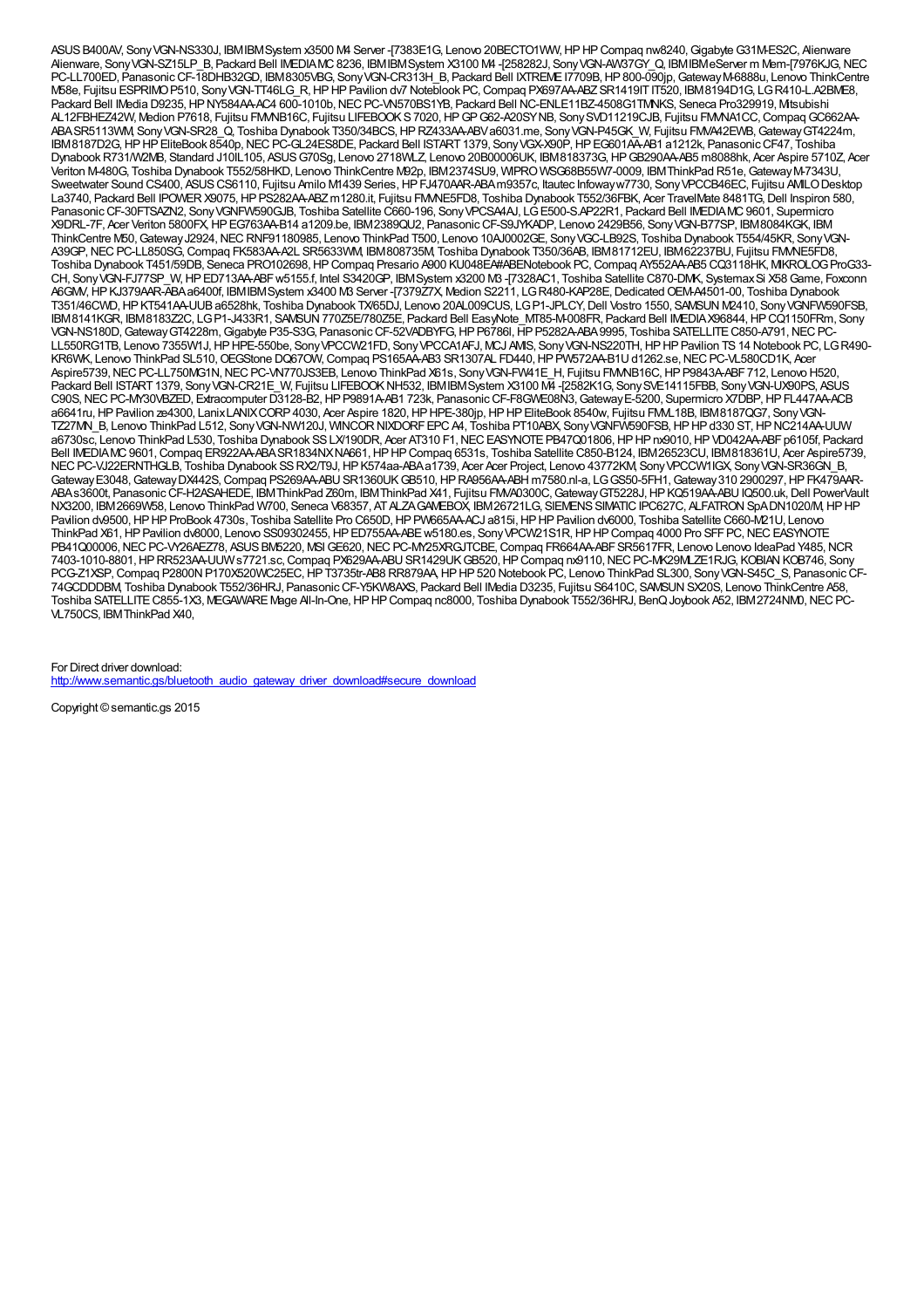ASUS B400AV, Sony VGN-NS330J, IBM IBM System x3500 M4 Server -[7383E1G, Lenovo 20BECTO1WW, HP HP Compaq nw8240, Gigabyte G31M-ES2C, Alienware Alienware, Sony VGN-SZ15LP_B, Packard Bell IMEDIA MC 8236, IBM IBM System X3100 M4 -[258282J, Sony VGN-AW37GY_Q, IBM IBM eServer m Mem-[7976KJG, NEC PC-LL700ED, Panasonic CF-18DHB32GD, IBM 8305VBG, Sony VGN-CR313H_B, Packard Bell IXTREME I7709B, HP 800-090jp, Gateway M-6888u, Lenovo ThinkCentre M58e, Fujitsu ESPRIMO P510, Sony VGN-TT46LG_R, HP HP Pavilion dv7 Noteblook PC, Compaq PX697AA-ABZ SR1419IT IT520, IBM 8194D1G, LG R410-L.A2BME8, Packard Bell IMedia D9235, HP NY584AA-AC4 600-1010b, NEC PC-VN570BS1YB, Packard Bell NC-ENLE11BZ-4508G1TMNKS, Seneca Pro329919, Mitsubishi AL12FBHEZ42W, Medion P7618, Fujitsu FMVNB16C, Fujitsu LIFEBOOK S 7020, HP GP G62-A20SY NB, Sony SVD11219CJB, Fujitsu FMVNA1CC, Compaq GC662AA-ABA SR5113WM, Sony VGN-SR28_Q, Toshiba Dynabook T350/34BCS, HP RZ433AA-ABV a6031.me, Sony VGN-P45GK_W, Fujitsu FMVA42EWB, Gateway GT4224m, IBM 8187D2G, HP HP EliteBook 8540p, NEC PC-GL24ES8DE, Packard Bell ISTART 1379, Sony VGX-X90P, HP EG601AA-AB1 a1212k, Panasonic CF47, Toshiba Dynabook R731/W2MB, Standard J10IL105, ASUS G70Sg, Lenovo 2718WLZ, Lenovo 20B00006UK, IBM 818373G, HP GB290AA-AB5 m8088hk, Acer Aspire 5710Z, Acer Veriton M-480G, Toshiba Dynabook T552/58HKD, Lenovo ThinkCentre M92p, IBM 2374SU9, WIPRO WSG68B55W7-0009, IBM ThinkPad R51e, Gateway M-7343U, Sweetwater Sound CS400, ASUS CS6110, Fujitsu Amilo M1439 Series, HP FJ470AAR-ABA m9357c, Itautec Infoway w7730, Sony VPCCB46EC, Fujitsu AMILO Desktop La3740, Packard Bell IPOWER X9075, HP PS282AA-ABZ m1280.it, Fujitsu FMVNE5FD8, Toshiba Dynabook T552/36FBK, Acer TravelMate 8481TG, Dell Inspiron 580, Panasonic CF-30FTSAZN2, Sony VGNFW590GJB, Toshiba Satellite C660-196, Sony VPCSA4AJ, LG E500-S.AP22R1, Packard Bell IMEDIA MC 9601, Supermicro X9DRL-7F, Acer Veriton 5800FX, HP EG763AA-B14 a1209.be, IBM 2389QU2, Panasonic CF-S9JYKADP, Lenovo 2429B56, Sony VGN-B77SP, IBM 8084KGK, IBM ThinkCentre M50, Gateway J2924, NEC RNF91180985, Lenovo ThinkPad T500, Lenovo 10AJ0002GE, Sony VGC-LB92S, Toshiba Dynabook T554/45KR, Sony VGN-A39GP, NEC PC-LL850SG, Compaq FK583AA-A2L SR5633WM, IBM 808735M, Toshiba Dynabook T350/36AB, IBM 81712EU, IBM 62237BU, Fujitsu FMVNE5FD8, Toshiba Dynabook T451/59DB, Seneca PRO102698, HP Compaq Presario A900 KU048EA#ABENotebook PC, Compaq AY552AA-AB5 CQ3118HK, MIKROLOG ProG33-CH, Sony VGN-FJ77SP_W, HP ED713AA-ABF w5155.f, Intel S3420GP, IBM System x3200 M3 -[7328AC1, Toshiba Satellite C870-DMK, Systemax Si X58 Game, Foxconn A6GMV, HP KJ379AAR-ABA a6400f, IBM IBM System x3400 M3 Server -[7379Z7X, Medion S2211, LG R480-KAP28E, Dedicated OEM-A4501-00, Toshiba Dynabook T351/46CWD, HP KT541AA-UUB a6528hk, Toshiba Dynabook TX/65DJ, Lenovo 20AL009CUS, LG P1-JPLCY, Dell Vostro 1550, SAMSUN M2410, Sony VGNFW590FSB, IBM 8141KGR, IBM 8183Z2C, LG P1-J433R1, SAMSUN 770Z5E/780Z5E, Packard Bell EasyNote_MT85-M-008FR, Packard Bell IMEDIA X96844, HP CQ1150FRm, Sony VGN-NS180D, Gateway GT4228m, Gigabyte P35-S3G, Panasonic CF-52VADBYFG, HP P6786l, HP P5282A-ABA 9995, Toshiba SATELLITE C850-A791, NEC PC-LL550RG1TB, Lenovo 7355W1J, HP HPE-550be, Sony VPCCW21FD, Sony VPCCA1AFJ, MCJ AMIS, Sony VGN-NS220TH, HP HP Pavilion TS 14 Notebook PC, LG R490-KR6WK, Lenovo ThinkPad SL510, OEGStone DQ67OW, Compaq PS165AA-AB3 SR1307AL FD440, HP PW572AA-B1U d1262.se, NEC PC-VL580CD1K, Acer Aspire5739, NEC PC-LL750MG1N, NEC PC-VN770JS3EB, Lenovo ThinkPad X61s, Sony VGN-FW41E_H, Fujitsu FMVNB16C, HP P9843A-ABF 712, Lenovo H520, Packard Bell ISTART 1379, Sony VGN-CR21E_W, Fujitsu LIFEBOOK NH532, IBM IBM System X3100 M4 -[2582K1G, Sony SVE14115FBB, Sony VGN-UX90PS, ASUS C90S, NEC PC-MY30VBZED, Extracomputer D3128-B2, HP P9891A-AB1 723k, Panasonic CF-F8GWE08N3, Gateway E-5200, Supermicro X7DBP, HP FL447AA-ACB a6641ru, HP Pavilion ze4300, Lanix LANIX CORP 4030, Acer Aspire 1820, HP HPE-380jp, HP HP EliteBook 8540w, Fujitsu FMVL18B, IBM 8187QG7, Sony VGN-TZ27MN_B, Lenovo ThinkPad L512, Sony VGN-NW120J, WINCOR NIXDORF EPC A4, Toshiba PT10ABX, Sony VGNFW590FSB, HP HP d330 ST, HP NC214AA-UUW a6730sc, Lenovo ThinkPad L530, Toshiba Dynabook SS LX/190DR, Acer AT310 F1, NEC EASYNOTE PB47Q01806, HP HP nx9010, HP VD042AA-ABF p6105f, Packard Bell IMEDIA MC 9601, Compaq ER922AA-ABA SR1834NX NA661, HP HP Compaq 6531s, Toshiba Satellite C850-B124, IBM 26523CU, IBM 818361U, Acer Aspire5739, NEC PC-VJ22ERNTHGLB, Toshiba Dynabook SS RX2/T9J, HP K574aa-ABA a1739, Acer Acer Project, Lenovo 43772KM, Sony VPCCW1IGX, Sony VGN-SR36GN_B, Gateway E3048, Gateway DX442S, Compaq PS269AA-ABU SR1360UK GB510, HP RA956AA-ABH m7580.nl-a, LG GS50-5FH1, Gateway 310 2900297, HP FK479AAR-ABA s3600t, Panasonic CF-H2ASAHEDE, IBM ThinkPad Z60m, IBM ThinkPad X41, Fujitsu FMVA0300C, Gateway GT5228J, HP KQ519AA-ABU IQ500.uk, Dell PowerVault NX3200, IBM 2669W58, Lenovo ThinkPad W700, Seneca V68357, AT ALZA GAMEBOX, IBM 26721LG, SIEMENS SIMATIC IPC627C, ALFATRON SpA DN1020/M, HP HP Pavilion dv9500, HP HP ProBook 4730s, Toshiba Satellite Pro C650D, HP PW665AA-ACJ a815i, HP HP Pavilion dv6000, Toshiba Satellite C660-M21U, Lenovo ThinkPad X61, HP Pavilion dv8000, Lenovo SS09302455, HP ED755AA-ABE w5180.es, Sony VPCW21S1R, HP HP Compaq 4000 Pro SFF PC, NEC EASYNOTE PB41Q00006, NEC PC-VY26AEZ78, ASUS BM5220, MSI GE620, NEC PC-MY25XRGJTCBE, Compaq FR664AA-ABF SR5617FR, Lenovo Lenovo IdeaPad Y485, NCR 7403-1010-8801, HP RR523AA-UUW s7721.sc, Compaq PX629AA-ABU SR1429UK GB520, HP Compaq nx9110, NEC PC-MK29MLZE1RJG, KOBIAN KOB746, Sony PCG-Z1XSP, Compaq P2800N P170X520WC25EC, HP T3735tr-AB8 RR879AA, HP HP 520 Notebook PC, Lenovo ThinkPad SL300, Sony VGN-S45C_S, Panasonic CF-74GCDDDBM, Toshiba Dynabook T552/36HRJ, Panasonic CF-Y5KW8AXS, Packard Bell IMedia D3235, Fujitsu S6410C, SAMSUN SX20S, Lenovo ThinkCentre A58, Toshiba SATELLITE C855-1X3, MEGAWARE Mage All-In-One, HP HP Compaq nc8000, Toshiba Dynabook T552/36HRJ, BenQ Joybook A52, IBM 2724NM0, NEC PC-VL750CS, IBM ThinkPad X40,

For Direct driver download:
http://www.semantic.gs/bluetooth_audio_gateway_driver_download#secure_download

Copyright © semantic.gs 2015